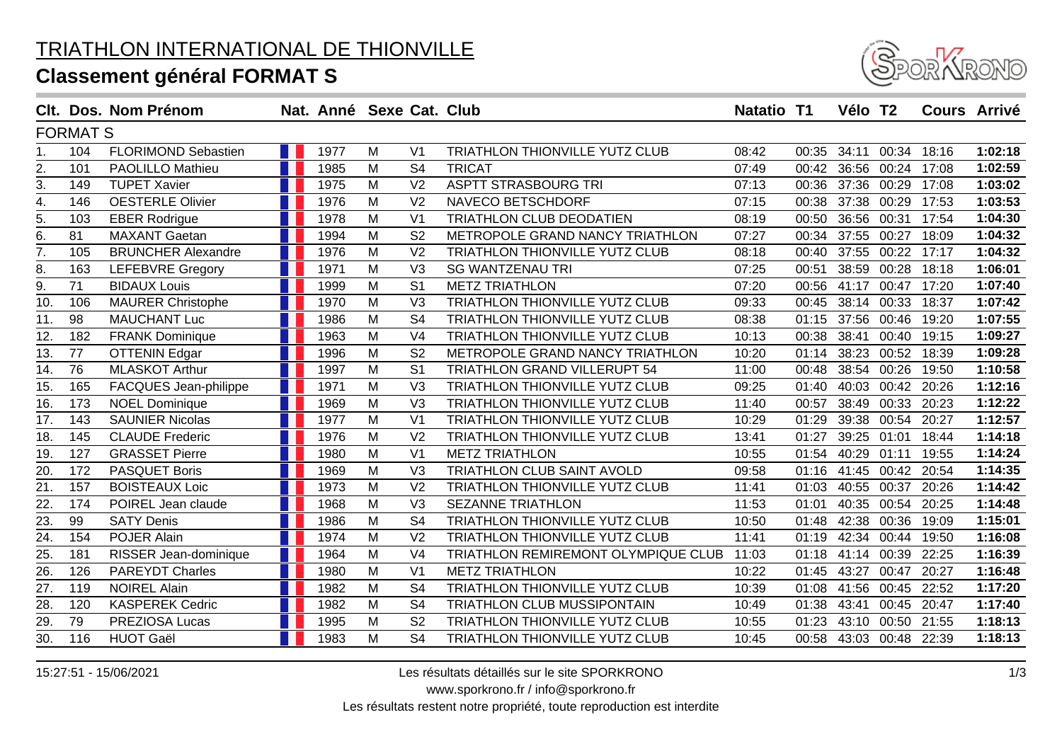# TRIATHLON INTERNATIONAL DE THIONVILLE

## Classement général FORMAT S

| Clt. | Dos. | Nom Prénom | Nat. | Anné | Sexe | Cat. | Club | Natatio | T1 | Vélo | T2 | Cours | Arrivé |
|---|---|---|---|---|---|---|---|---|---|---|---|---|---|
| FORMAT S | | | | | | | | | | | | | |
| 1. | 104 | FLORIMOND Sebastien | | 1977 | M | V1 | TRIATHLON THIONVILLE YUTZ CLUB | 08:42 | 00:35 | 34:11 | 00:34 | 18:16 | **1:02:18** |
| 2. | 101 | PAOLILLO Mathieu | | 1985 | M | S4 | TRICAT | 07:49 | 00:42 | 36:56 | 00:24 | 17:08 | **1:02:59** |
| 3. | 149 | TUPET Xavier | | 1975 | M | V2 | ASPTT STRASBOURG TRI | 07:13 | 00:36 | 37:36 | 00:29 | 17:08 | **1:03:02** |
| 4. | 146 | OESTERLE Olivier | | 1976 | M | V2 | NAVECO BETSCHDORF | 07:15 | 00:38 | 37:38 | 00:29 | 17:53 | **1:03:53** |
| 5. | 103 | EBER Rodrigue | | 1978 | M | V1 | TRIATHLON CLUB DEODATIEN | 08:19 | 00:50 | 36:56 | 00:31 | 17:54 | **1:04:30** |
| 6. | 81 | MAXANT Gaetan | | 1994 | M | S2 | METROPOLE GRAND NANCY TRIATHLON | 07:27 | 00:34 | 37:55 | 00:27 | 18:09 | **1:04:32** |
| 7. | 105 | BRUNCHER Alexandre | | 1976 | M | V2 | TRIATHLON THIONVILLE YUTZ CLUB | 08:18 | 00:40 | 37:55 | 00:22 | 17:17 | **1:04:32** |
| 8. | 163 | LEFEBVRE Gregory | | 1971 | M | V3 | SG WANTZENAU TRI | 07:25 | 00:51 | 38:59 | 00:28 | 18:18 | **1:06:01** |
| 9. | 71 | BIDAUX Louis | | 1999 | M | S1 | METZ TRIATHLON | 07:20 | 00:56 | 41:17 | 00:47 | 17:20 | **1:07:40** |
| 10. | 106 | MAURER Christophe | | 1970 | M | V3 | TRIATHLON THIONVILLE YUTZ CLUB | 09:33 | 00:45 | 38:14 | 00:33 | 18:37 | **1:07:42** |
| 11. | 98 | MAUCHANT Luc | | 1986 | M | S4 | TRIATHLON THIONVILLE YUTZ CLUB | 08:38 | 01:15 | 37:56 | 00:46 | 19:20 | **1:07:55** |
| 12. | 182 | FRANK Dominique | | 1963 | M | V4 | TRIATHLON THIONVILLE YUTZ CLUB | 10:13 | 00:38 | 38:41 | 00:40 | 19:15 | **1:09:27** |
| 13. | 77 | OTTENIN Edgar | | 1996 | M | S2 | METROPOLE GRAND NANCY TRIATHLON | 10:20 | 01:14 | 38:23 | 00:52 | 18:39 | **1:09:28** |
| 14. | 76 | MLASKOT Arthur | | 1997 | M | S1 | TRIATHLON GRAND VILLERUPT 54 | 11:00 | 00:48 | 38:54 | 00:26 | 19:50 | **1:10:58** |
| 15. | 165 | FACQUES Jean-philippe | | 1971 | M | V3 | TRIATHLON THIONVILLE YUTZ CLUB | 09:25 | 01:40 | 40:03 | 00:42 | 20:26 | **1:12:16** |
| 16. | 173 | NOEL Dominique | | 1969 | M | V3 | TRIATHLON THIONVILLE YUTZ CLUB | 11:40 | 00:57 | 38:49 | 00:33 | 20:23 | **1:12:22** |
| 17. | 143 | SAUNIER Nicolas | | 1977 | M | V1 | TRIATHLON THIONVILLE YUTZ CLUB | 10:29 | 01:29 | 39:38 | 00:54 | 20:27 | **1:12:57** |
| 18. | 145 | CLAUDE Frederic | | 1976 | M | V2 | TRIATHLON THIONVILLE YUTZ CLUB | 13:41 | 01:27 | 39:25 | 01:01 | 18:44 | **1:14:18** |
| 19. | 127 | GRASSET Pierre | | 1980 | M | V1 | METZ TRIATHLON | 10:55 | 01:54 | 40:29 | 01:11 | 19:55 | **1:14:24** |
| 20. | 172 | PASQUET Boris | | 1969 | M | V3 | TRIATHLON CLUB SAINT AVOLD | 09:58 | 01:16 | 41:45 | 00:42 | 20:54 | **1:14:35** |
| 21. | 157 | BOISTEAUX Loic | | 1973 | M | V2 | TRIATHLON THIONVILLE YUTZ CLUB | 11:41 | 01:03 | 40:55 | 00:37 | 20:26 | **1:14:42** |
| 22. | 174 | POIREL Jean claude | | 1968 | M | V3 | SEZANNE TRIATHLON | 11:53 | 01:01 | 40:35 | 00:54 | 20:25 | **1:14:48** |
| 23. | 99 | SATY Denis | | 1986 | M | S4 | TRIATHLON THIONVILLE YUTZ CLUB | 10:50 | 01:48 | 42:38 | 00:36 | 19:09 | **1:15:01** |
| 24. | 154 | POJER Alain | | 1974 | M | V2 | TRIATHLON THIONVILLE YUTZ CLUB | 11:41 | 01:19 | 42:34 | 00:44 | 19:50 | **1:16:08** |
| 25. | 181 | RISSER Jean-dominique | | 1964 | M | V4 | TRIATHLON REMIREMONT OLYMPIQUE CLUB | 11:03 | 01:18 | 41:14 | 00:39 | 22:25 | **1:16:39** |
| 26. | 126 | PAREYDT Charles | | 1980 | M | V1 | METZ TRIATHLON | 10:22 | 01:45 | 43:27 | 00:47 | 20:27 | **1:16:48** |
| 27. | 119 | NOIREL Alain | | 1982 | M | S4 | TRIATHLON THIONVILLE YUTZ CLUB | 10:39 | 01:08 | 41:56 | 00:45 | 22:52 | **1:17:20** |
| 28. | 120 | KASPEREK Cedric | | 1982 | M | S4 | TRIATHLON CLUB MUSSIPONTAIN | 10:49 | 01:38 | 43:41 | 00:45 | 20:47 | **1:17:40** |
| 29. | 79 | PREZIOSA Lucas | | 1995 | M | S2 | TRIATHLON THIONVILLE YUTZ CLUB | 10:55 | 01:23 | 43:10 | 00:50 | 21:55 | **1:18:13** |
| 30. | 116 | HUOT Gaël | | 1983 | M | S4 | TRIATHLON THIONVILLE YUTZ CLUB | 10:45 | 00:58 | 43:03 | 00:48 | 22:39 | **1:18:13** |

15:27:51 - 15/06/2021

Les résultats détaillés sur le site SPORKRONO
www.sporkrono.fr / info@sporkrono.fr
Les résultats restent notre propriété, toute reproduction est interdite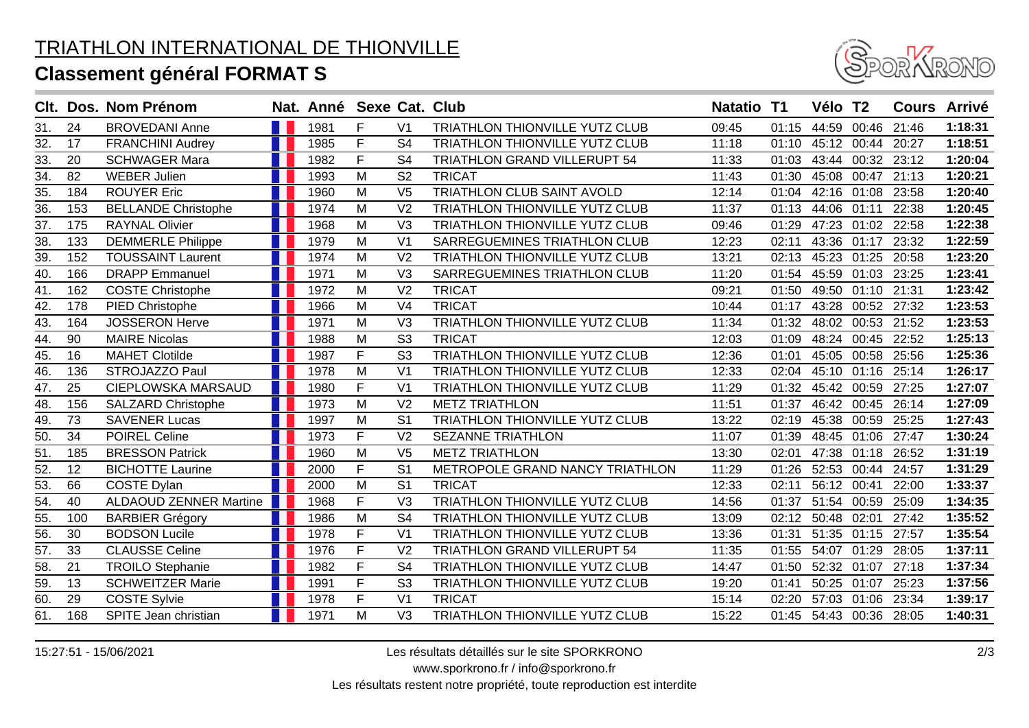# TRIATHLON INTERNATIONAL DE THIONVILLE

## Classement général FORMAT S

| Clt. | Dos. | Nom Prénom | Nat. | Anné | Sexe | Cat. | Club | Natatio | T1 | Vélo | T2 | Cours | Arrivé |
|---|---|---|---|---|---|---|---|---|---|---|---|---|---|
| 31. | 24 | BROVEDANI Anne | | 1981 | F | V1 | TRIATHLON THIONVILLE YUTZ CLUB | 09:45 | 01:15 | 44:59 | 00:46 | 21:46 | **1:18:31** |
| 32. | 17 | FRANCHINI Audrey | | 1985 | F | S4 | TRIATHLON THIONVILLE YUTZ CLUB | 11:18 | 01:10 | 45:12 | 00:44 | 20:27 | **1:18:51** |
| 33. | 20 | SCHWAGER Mara | | 1982 | F | S4 | TRIATHLON GRAND VILLERUPT 54 | 11:33 | 01:03 | 43:44 | 00:32 | 23:12 | **1:20:04** |
| 34. | 82 | WEBER Julien | | 1993 | M | S2 | TRICAT | 11:43 | 01:30 | 45:08 | 00:47 | 21:13 | **1:20:21** |
| 35. | 184 | ROUYER Eric | | 1960 | M | V5 | TRIATHLON CLUB SAINT AVOLD | 12:14 | 01:04 | 42:16 | 01:08 | 23:58 | **1:20:40** |
| 36. | 153 | BELLANDE Christophe | | 1974 | M | V2 | TRIATHLON THIONVILLE YUTZ CLUB | 11:37 | 01:13 | 44:06 | 01:11 | 22:38 | **1:20:45** |
| 37. | 175 | RAYNAL Olivier | | 1968 | M | V3 | TRIATHLON THIONVILLE YUTZ CLUB | 09:46 | 01:29 | 47:23 | 01:02 | 22:58 | **1:22:38** |
| 38. | 133 | DEMMERLE Philippe | | 1979 | M | V1 | SARREGUEMINES TRIATHLON CLUB | 12:23 | 02:11 | 43:36 | 01:17 | 23:32 | **1:22:59** |
| 39. | 152 | TOUSSAINT Laurent | | 1974 | M | V2 | TRIATHLON THIONVILLE YUTZ CLUB | 13:21 | 02:13 | 45:23 | 01:25 | 20:58 | **1:23:20** |
| 40. | 166 | DRAPP Emmanuel | | 1971 | M | V3 | SARREGUEMINES TRIATHLON CLUB | 11:20 | 01:54 | 45:59 | 01:03 | 23:25 | **1:23:41** |
| 41. | 162 | COSTE Christophe | | 1972 | M | V2 | TRICAT | 09:21 | 01:50 | 49:50 | 01:10 | 21:31 | **1:23:42** |
| 42. | 178 | PIED Christophe | | 1966 | M | V4 | TRICAT | 10:44 | 01:17 | 43:28 | 00:52 | 27:32 | **1:23:53** |
| 43. | 164 | JOSSERON Herve | | 1971 | M | V3 | TRIATHLON THIONVILLE YUTZ CLUB | 11:34 | 01:32 | 48:02 | 00:53 | 21:52 | **1:23:53** |
| 44. | 90 | MAIRE Nicolas | | 1988 | M | S3 | TRICAT | 12:03 | 01:09 | 48:24 | 00:45 | 22:52 | **1:25:13** |
| 45. | 16 | MAHET Clotilde | | 1987 | F | S3 | TRIATHLON THIONVILLE YUTZ CLUB | 12:36 | 01:01 | 45:05 | 00:58 | 25:56 | **1:25:36** |
| 46. | 136 | STROJAZZO Paul | | 1978 | M | V1 | TRIATHLON THIONVILLE YUTZ CLUB | 12:33 | 02:04 | 45:10 | 01:16 | 25:14 | **1:26:17** |
| 47. | 25 | CIEPLOWSKA MARSAUD | | 1980 | F | V1 | TRIATHLON THIONVILLE YUTZ CLUB | 11:29 | 01:32 | 45:42 | 00:59 | 27:25 | **1:27:07** |
| 48. | 156 | SALZARD Christophe | | 1973 | M | V2 | METZ TRIATHLON | 11:51 | 01:37 | 46:42 | 00:45 | 26:14 | **1:27:09** |
| 49. | 73 | SAVENER Lucas | | 1997 | M | S1 | TRIATHLON THIONVILLE YUTZ CLUB | 13:22 | 02:19 | 45:38 | 00:59 | 25:25 | **1:27:43** |
| 50. | 34 | POIREL Celine | | 1973 | F | V2 | SEZANNE TRIATHLON | 11:07 | 01:39 | 48:45 | 01:06 | 27:47 | **1:30:24** |
| 51. | 185 | BRESSON Patrick | | 1960 | M | V5 | METZ TRIATHLON | 13:30 | 02:01 | 47:38 | 01:18 | 26:52 | **1:31:19** |
| 52. | 12 | BICHOTTE Laurine | | 2000 | F | S1 | METROPOLE GRAND NANCY TRIATHLON | 11:29 | 01:26 | 52:53 | 00:44 | 24:57 | **1:31:29** |
| 53. | 66 | COSTE Dylan | | 2000 | M | S1 | TRICAT | 12:33 | 02:11 | 56:12 | 00:41 | 22:00 | **1:33:37** |
| 54. | 40 | ALDAOUD ZENNER Martine | | 1968 | F | V3 | TRIATHLON THIONVILLE YUTZ CLUB | 14:56 | 01:37 | 51:54 | 00:59 | 25:09 | **1:34:35** |
| 55. | 100 | BARBIER Grégory | | 1986 | M | S4 | TRIATHLON THIONVILLE YUTZ CLUB | 13:09 | 02:12 | 50:48 | 02:01 | 27:42 | **1:35:52** |
| 56. | 30 | BODSON Lucile | | 1978 | F | V1 | TRIATHLON THIONVILLE YUTZ CLUB | 13:36 | 01:31 | 51:35 | 01:15 | 27:57 | **1:35:54** |
| 57. | 33 | CLAUSSE Celine | | 1976 | F | V2 | TRIATHLON GRAND VILLERUPT 54 | 11:35 | 01:55 | 54:07 | 01:29 | 28:05 | **1:37:11** |
| 58. | 21 | TROILO Stephanie | | 1982 | F | S4 | TRIATHLON THIONVILLE YUTZ CLUB | 14:47 | 01:50 | 52:32 | 01:07 | 27:18 | **1:37:34** |
| 59. | 13 | SCHWEITZER Marie | | 1991 | F | S3 | TRIATHLON THIONVILLE YUTZ CLUB | 19:20 | 01:41 | 50:25 | 01:07 | 25:23 | **1:37:56** |
| 60. | 29 | COSTE Sylvie | | 1978 | F | V1 | TRICAT | 15:14 | 02:20 | 57:03 | 01:06 | 23:34 | **1:39:17** |
| 61. | 168 | SPITE Jean christian | | 1971 | M | V3 | TRIATHLON THIONVILLE YUTZ CLUB | 15:22 | 01:45 | 54:43 | 00:36 | 28:05 | **1:40:31** |

15:27:51 - 15/06/2021

Les résultats détaillés sur le site SPORKRONO
www.sporkrono.fr / info@sporkrono.fr
Les résultats restent notre propriété, toute reproduction est interdite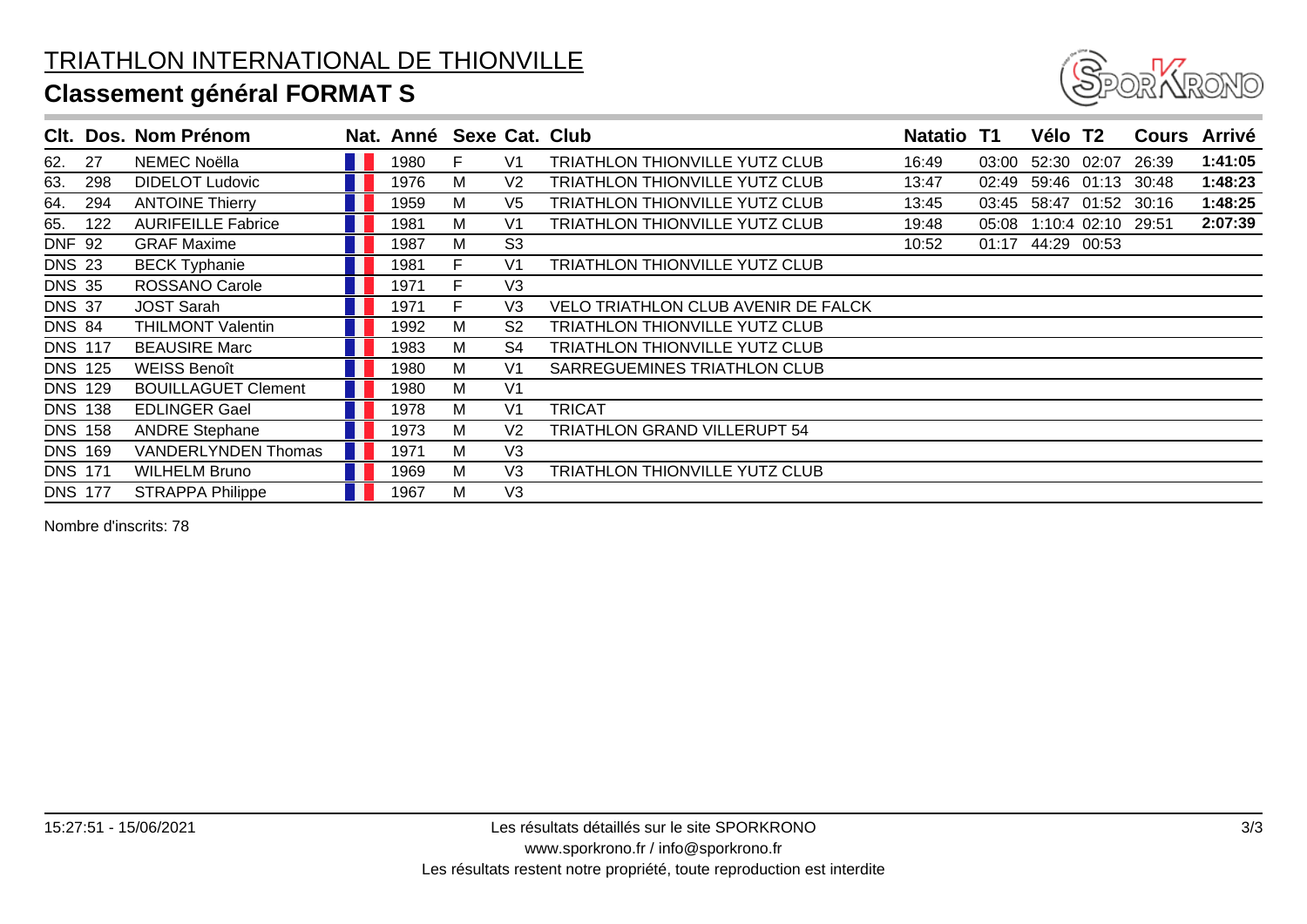# TRIATHLON INTERNATIONAL DE THIONVILLE

## Classement général FORMAT S

| Clt. | Dos. | Nom Prénom | Nat. | Anné | Sexe | Cat. | Club | Natatio | T1 | Vélo | T2 | Cours | Arrivé |
|---|---|---|---|---|---|---|---|---|---|---|---|---|---|
| 62. | 27 | NEMEC Noëlla | | 1980 | F | V1 | TRIATHLON THIONVILLE YUTZ CLUB | 16:49 | 03:00 | 52:30 | 02:07 | 26:39 | **1:41:05** |
| 63. | 298 | DIDELOT Ludovic | | 1976 | M | V2 | TRIATHLON THIONVILLE YUTZ CLUB | 13:47 | 02:49 | 59:46 | 01:13 | 30:48 | **1:48:23** |
| 64. | 294 | ANTOINE Thierry | | 1959 | M | V5 | TRIATHLON THIONVILLE YUTZ CLUB | 13:45 | 03:45 | 58:47 | 01:52 | 30:16 | **1:48:25** |
| 65. | 122 | AURIFEILLE Fabrice | | 1981 | M | V1 | TRIATHLON THIONVILLE YUTZ CLUB | 19:48 | 05:08 | 1:10:4 | 02:10 | 29:51 | **2:07:39** |
| DNF | 92 | GRAF Maxime | | 1987 | M | S3 | | 10:52 | 01:17 | 44:29 | 00:53 | | |
| DNS | 23 | BECK Typhanie | | 1981 | F | V1 | TRIATHLON THIONVILLE YUTZ CLUB | | | | | | |
| DNS | 35 | ROSSANO Carole | | 1971 | F | V3 | | | | | | | |
| DNS | 37 | JOST Sarah | | 1971 | F | V3 | VELO TRIATHLON CLUB AVENIR DE FALCK | | | | | | |
| DNS | 84 | THILMONT Valentin | | 1992 | M | S2 | TRIATHLON THIONVILLE YUTZ CLUB | | | | | | |
| DNS | 117 | BEAUSIRE Marc | | 1983 | M | S4 | TRIATHLON THIONVILLE YUTZ CLUB | | | | | | |
| DNS | 125 | WEISS Benoît | | 1980 | M | V1 | SARREGUEMINES TRIATHLON CLUB | | | | | | |
| DNS | 129 | BOUILLAGUET Clement | | 1980 | M | V1 | | | | | | | |
| DNS | 138 | EDLINGER Gael | | 1978 | M | V1 | TRICAT | | | | | | |
| DNS | 158 | ANDRE Stephane | | 1973 | M | V2 | TRIATHLON GRAND VILLERUPT 54 | | | | | | |
| DNS | 169 | VANDERLYNDEN Thomas | | 1971 | M | V3 | | | | | | | |
| DNS | 171 | WILHELM Bruno | | 1969 | M | V3 | TRIATHLON THIONVILLE YUTZ CLUB | | | | | | |
| DNS | 177 | STRAPPA Philippe | | 1967 | M | V3 | | | | | | | |

Nombre d'inscrits: 78

15:27:51 - 15/06/2021

Les résultats détaillés sur le site SPORKRONO
www.sporkrono.fr / info@sporkrono.fr
Les résultats restent notre propriété, toute reproduction est interdite